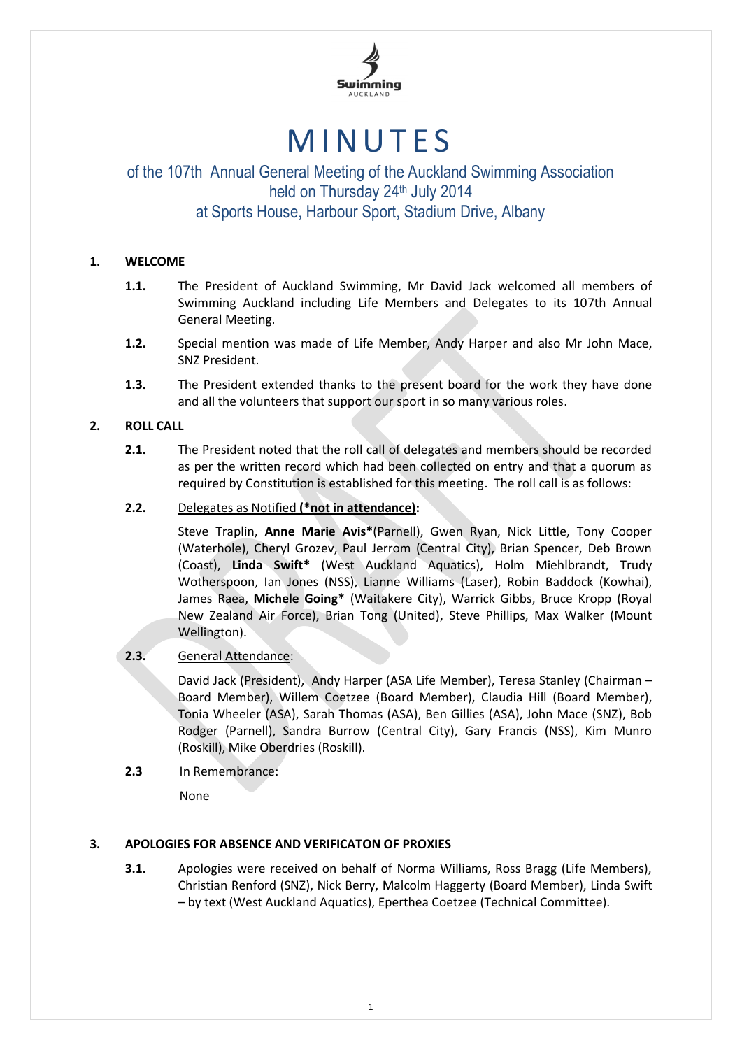# MINUTES

## of the 107th Annual General Meeting of the Auckland Swimming Association held on Thursday 24th July 2014 at Sports House, Harbour Sport, Stadium Drive, Albany

**1. WELCOME**

**1.1.** The President of Auckland Swimming, Mr David Jack welcomed all members of Swimming Auckland including Life Members and Delegates to its 107th Annual General Meeting.

**1.2.** Special mention was made of Life Member, Andy Harper and also Mr John Mace, SNZ President.

**1.3.** The President extended thanks to the present board for the work they have done and all the volunteers that support our sport in so many various roles.

**2. ROLL CALL**

**2.1.** The President noted that the roll call of delegates and members should be recorded as per the written record which had been collected on entry and that a quorum as required by Constitution is established for this meeting. The roll call is as follows:

**2.2.** <u>Delegates as Notified</u> **(<u>*not in attendance</u>):**

Steve Traplin, **Anne Marie Avis***(Parnell), Gwen Ryan, Nick Little, Tony Cooper (Waterhole), Cheryl Grozev, Paul Jerrom (Central City), Brian Spencer, Deb Brown (Coast), **Linda Swift*** (West Auckland Aquatics), Holm Miehlbrandt, Trudy Wotherspoon, Ian Jones (NSS), Lianne Williams (Laser), Robin Baddock (Kowhai), James Raea, **Michele Going*** (Waitakere City), Warrick Gibbs, Bruce Kropp (Royal New Zealand Air Force), Brian Tong (United), Steve Phillips, Max Walker (Mount Wellington).

**2.3.** <u>General Attendance</u>:

David Jack (President), Andy Harper (ASA Life Member), Teresa Stanley (Chairman – Board Member), Willem Coetzee (Board Member), Claudia Hill (Board Member), Tonia Wheeler (ASA), Sarah Thomas (ASA), Ben Gillies (ASA), John Mace (SNZ), Bob Rodger (Parnell), Sandra Burrow (Central City), Gary Francis (NSS), Kim Munro (Roskill), Mike Oberdries (Roskill).

**2.3** <u>In Remembrance</u>:

None

**3. APOLOGIES FOR ABSENCE AND VERIFICATON OF PROXIES**

**3.1.** Apologies were received on behalf of Norma Williams, Ross Bragg (Life Members), Christian Renford (SNZ), Nick Berry, Malcolm Haggerty (Board Member), Linda Swift – by text (West Auckland Aquatics), Eperthea Coetzee (Technical Committee).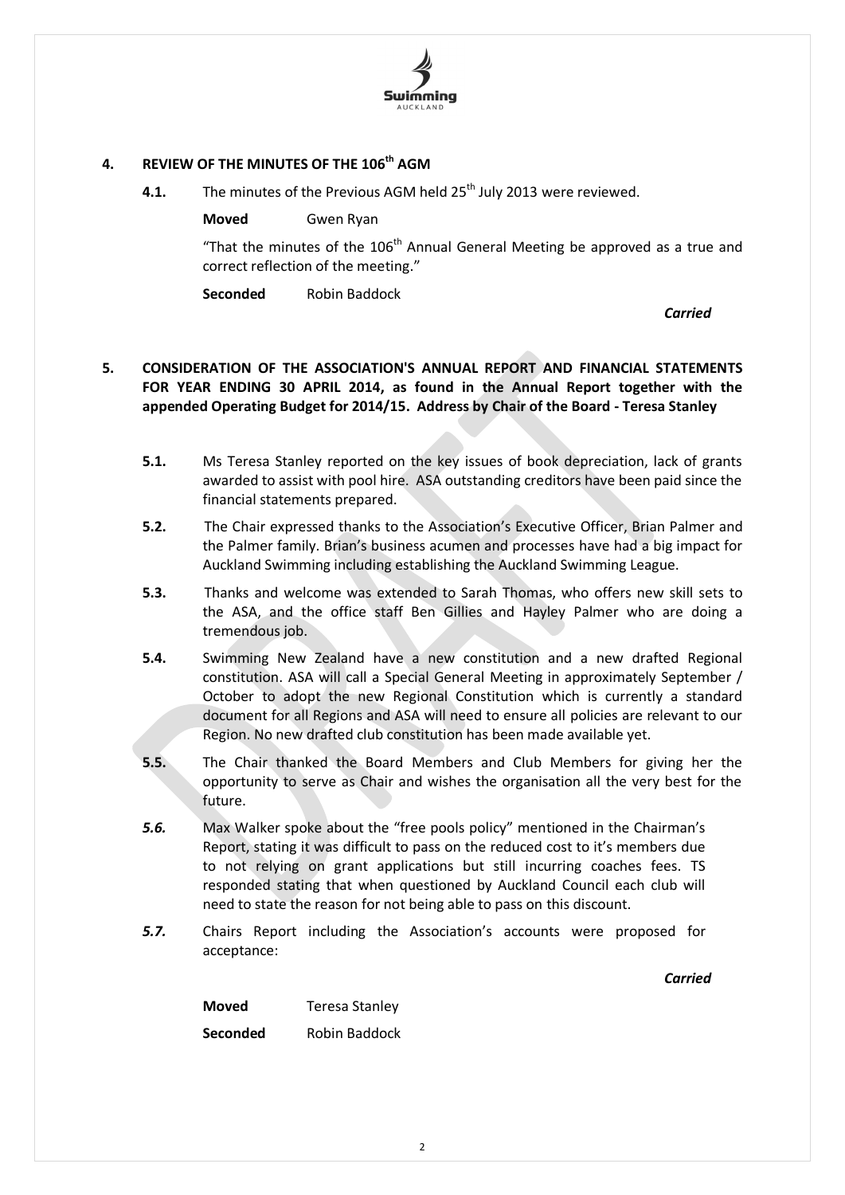## 4. REVIEW OF THE MINUTES OF THE 106th AGM

**4.1.** The minutes of the Previous AGM held 25th July 2013 were reviewed.

**Moved** Gwen Ryan

"That the minutes of the 106th Annual General Meeting be approved as a true and correct reflection of the meeting."

**Seconded** Robin Baddock

***Carried***

## 5. CONSIDERATION OF THE ASSOCIATION'S ANNUAL REPORT AND FINANCIAL STATEMENTS FOR YEAR ENDING 30 APRIL 2014, as found in the Annual Report together with the appended Operating Budget for 2014/15. Address by Chair of the Board - Teresa Stanley

**5.1.** Ms Teresa Stanley reported on the key issues of book depreciation, lack of grants awarded to assist with pool hire. ASA outstanding creditors have been paid since the financial statements prepared.

**5.2.** The Chair expressed thanks to the Association's Executive Officer, Brian Palmer and the Palmer family. Brian's business acumen and processes have had a big impact for Auckland Swimming including establishing the Auckland Swimming League.

**5.3.** Thanks and welcome was extended to Sarah Thomas, who offers new skill sets to the ASA, and the office staff Ben Gillies and Hayley Palmer who are doing a tremendous job.

**5.4.** Swimming New Zealand have a new constitution and a new drafted Regional constitution. ASA will call a Special General Meeting in approximately September / October to adopt the new Regional Constitution which is currently a standard document for all Regions and ASA will need to ensure all policies are relevant to our Region. No new drafted club constitution has been made available yet.

**5.5.** The Chair thanked the Board Members and Club Members for giving her the opportunity to serve as Chair and wishes the organisation all the very best for the future.

***5.6.*** Max Walker spoke about the "free pools policy" mentioned in the Chairman's Report, stating it was difficult to pass on the reduced cost to it's members due to not relying on grant applications but still incurring coaches fees. TS responded stating that when questioned by Auckland Council each club will need to state the reason for not being able to pass on this discount.

***5.7.*** Chairs Report including the Association's accounts were proposed for acceptance:

***Carried***

**Moved** Teresa Stanley

**Seconded** Robin Baddock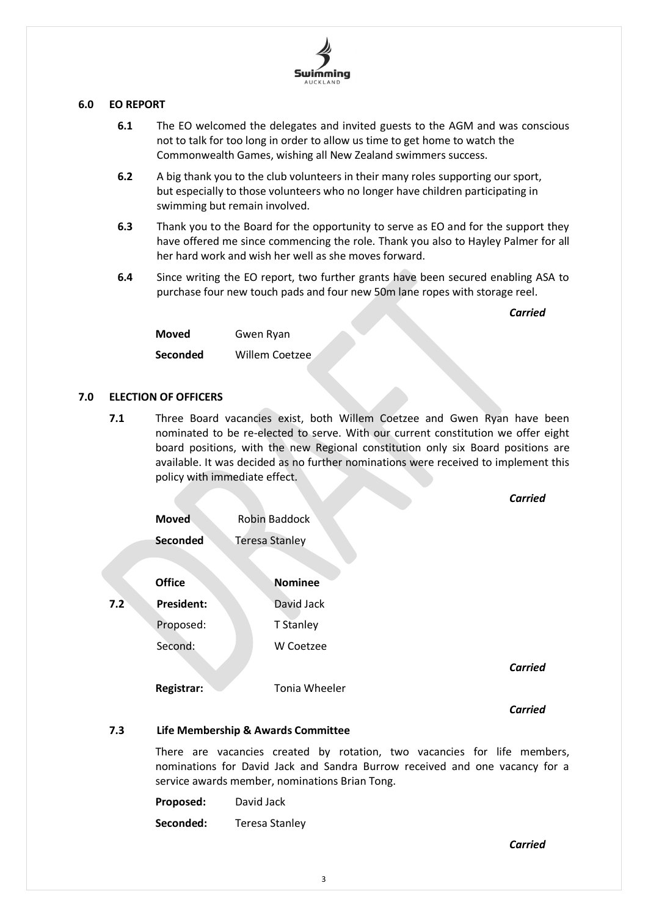## 6.0 EO REPORT

**6.1** The EO welcomed the delegates and invited guests to the AGM and was conscious not to talk for too long in order to allow us time to get home to watch the Commonwealth Games, wishing all New Zealand swimmers success.

**6.2** A big thank you to the club volunteers in their many roles supporting our sport, but especially to those volunteers who no longer have children participating in swimming but remain involved.

**6.3** Thank you to the Board for the opportunity to serve as EO and for the support they have offered me since commencing the role. Thank you also to Hayley Palmer for all her hard work and wish her well as she moves forward.

**6.4** Since writing the EO report, two further grants have been secured enabling ASA to purchase four new touch pads and four new 50m lane ropes with storage reel.

*Carried*

| | |
|---|---|
| **Moved** | Gwen Ryan |
| **Seconded** | Willem Coetzee |

## 7.0 ELECTION OF OFFICERS

**7.1** Three Board vacancies exist, both Willem Coetzee and Gwen Ryan have been nominated to be re-elected to serve. With our current constitution we offer eight board positions, with the new Regional constitution only six Board positions are available. It was decided as no further nominations were received to implement this policy with immediate effect.

*Carried*

| | |
|---|---|
| **Moved** | Robin Baddock |
| **Seconded** | Teresa Stanley |

| | **Office** | **Nominee** |
|---|---|---|
| **7.2** | **President:** | David Jack |
| | Proposed: | T Stanley |
| | Second: | W Coetzee |

*Carried*

**Registrar:** Tonia Wheeler

*Carried*

### 7.3 Life Membership & Awards Committee

There are vacancies created by rotation, two vacancies for life members, nominations for David Jack and Sandra Burrow received and one vacancy for a service awards member, nominations Brian Tong.

| | |
|---|---|
| **Proposed:** | David Jack |
| **Seconded:** | Teresa Stanley |

*Carried*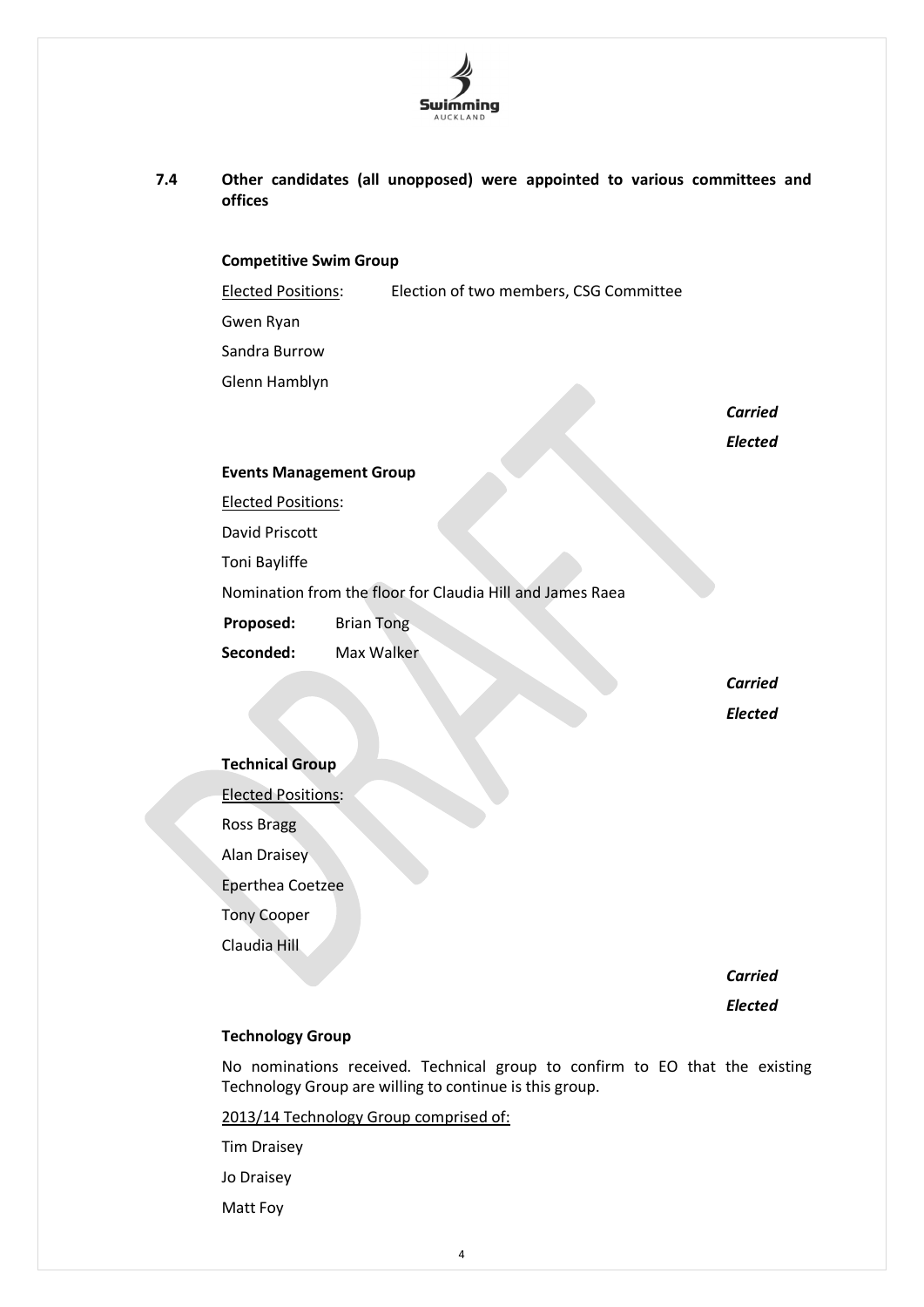## 7.4 Other candidates (all unopposed) were appointed to various committees and offices

**Competitive Swim Group**

Elected Positions: Election of two members, CSG Committee

Gwen Ryan

Sandra Burrow

Glenn Hamblyn

*Carried*

*Elected*

**Events Management Group**

Elected Positions:

David Priscott

Toni Bayliffe

Nomination from the floor for Claudia Hill and James Raea

**Proposed:** Brian Tong

**Seconded:** Max Walker

*Carried*

*Elected*

**Technical Group**

Elected Positions:

Ross Bragg

Alan Draisey

Eperthea Coetzee

Tony Cooper

Claudia Hill

*Carried*

*Elected*

**Technology Group**

No nominations received. Technical group to confirm to EO that the existing Technology Group are willing to continue is this group.

2013/14 Technology Group comprised of:

Tim Draisey

Jo Draisey

Matt Foy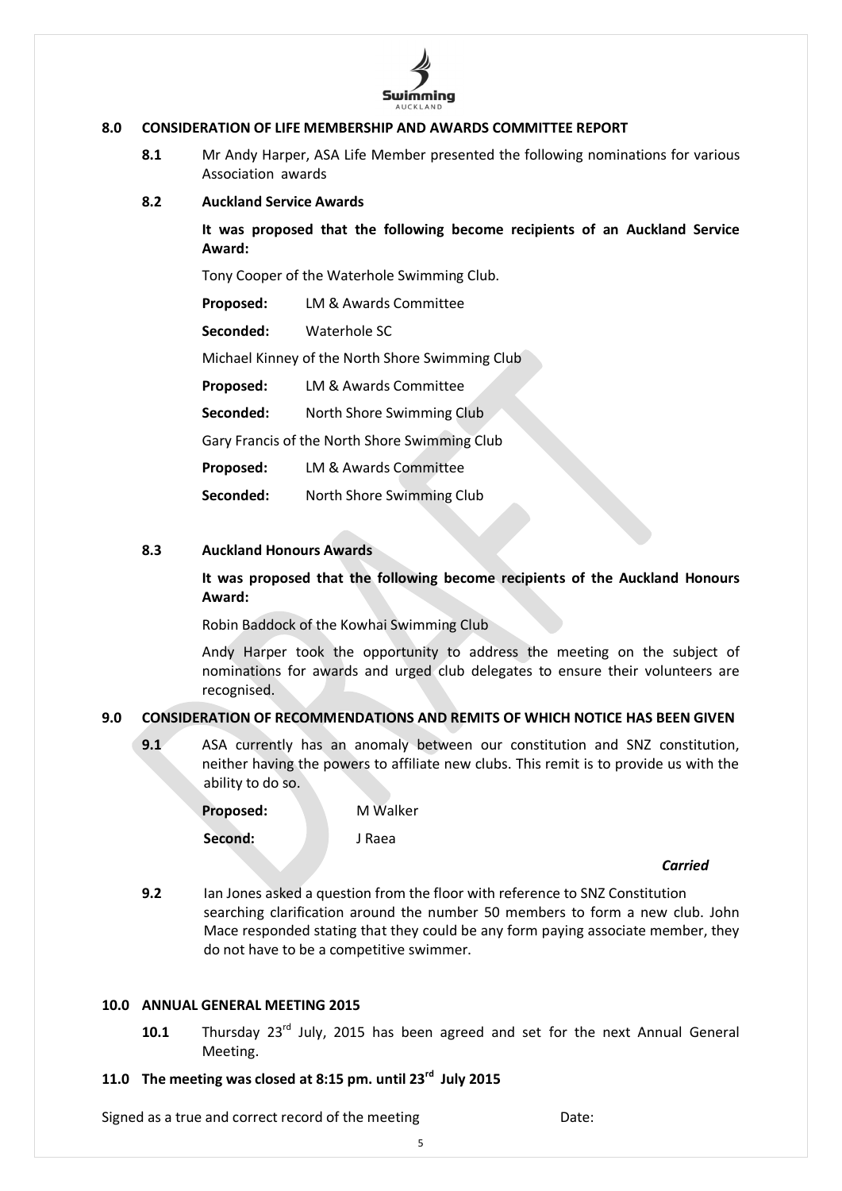## 8.0 CONSIDERATION OF LIFE MEMBERSHIP AND AWARDS COMMITTEE REPORT

**8.1** Mr Andy Harper, ASA Life Member presented the following nominations for various Association awards

**8.2 Auckland Service Awards**

**It was proposed that the following become recipients of an Auckland Service Award:**

Tony Cooper of the Waterhole Swimming Club.

**Proposed:** LM & Awards Committee

**Seconded:** Waterhole SC

Michael Kinney of the North Shore Swimming Club

**Proposed:** LM & Awards Committee

**Seconded:** North Shore Swimming Club

Gary Francis of the North Shore Swimming Club

**Proposed:** LM & Awards Committee

**Seconded:** North Shore Swimming Club

**8.3 Auckland Honours Awards**

**It was proposed that the following become recipients of the Auckland Honours Award:**

Robin Baddock of the Kowhai Swimming Club

Andy Harper took the opportunity to address the meeting on the subject of nominations for awards and urged club delegates to ensure their volunteers are recognised.

## 9.0 CONSIDERATION OF RECOMMENDATIONS AND REMITS OF WHICH NOTICE HAS BEEN GIVEN

**9.1** ASA currently has an anomaly between our constitution and SNZ constitution, neither having the powers to affiliate new clubs. This remit is to provide us with the ability to do so.

**Proposed:** M Walker

**Second:** J Raea

***Carried***

**9.2** Ian Jones asked a question from the floor with reference to SNZ Constitution searching clarification around the number 50 members to form a new club. John Mace responded stating that they could be any form paying associate member, they do not have to be a competitive swimmer.

## 10.0 ANNUAL GENERAL MEETING 2015

**10.1** Thursday 23rd July, 2015 has been agreed and set for the next Annual General Meeting.

## 11.0 The meeting was closed at 8:15 pm. until 23rd July 2015

Signed as a true and correct record of the meeting Date: